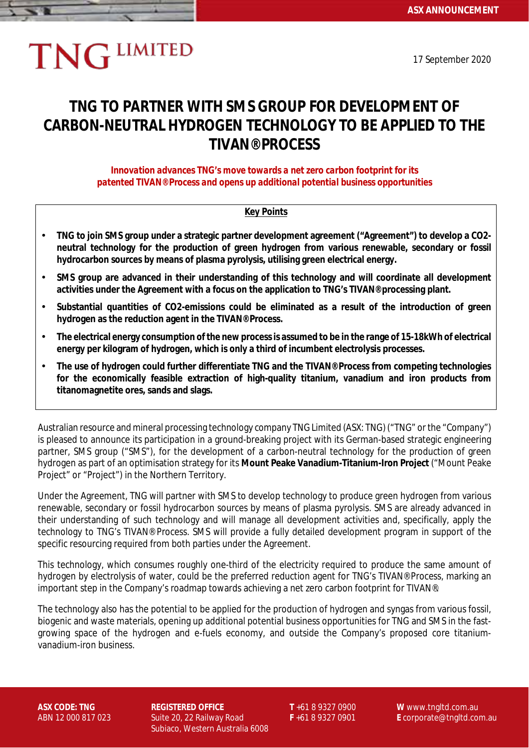ASX ANNOUNCEMENT

TNG LIMITED

17 September 2020

# TNG TO PARTNER WITH SMS GROUP FOR DEVELOPMENT OF CARBON-NEUTRAL HYDROGEN TECHNOLOGY TO BE APPLIED TO THE TIVAN® PROCESS

***Innovation advances TNG's move towards a net zero carbon footprint for its patented TIVAN® Process and opens up additional potential business opportunities***

**Key Points**

- **TNG to join SMS group under a strategic partner development agreement ("Agreement") to develop a CO2-neutral technology for the production of green hydrogen from various renewable, secondary or fossil hydrocarbon sources by means of plasma pyrolysis, utilising green electrical energy.**
- **SMS group are advanced in their understanding of this technology and will coordinate all development activities under the Agreement with a focus on the application to TNG's TIVAN® processing plant.**
- **Substantial quantities of CO2-emissions could be eliminated as a result of the introduction of green hydrogen as the reduction agent in the TIVAN® Process.**
- **The electrical energy consumption of the new process is assumed to be in the range of 15-18kWh of electrical energy per kilogram of hydrogen, which is only a third of incumbent electrolysis processes.**
- **The use of hydrogen could further differentiate TNG and the TIVAN® Process from competing technologies for the economically feasible extraction of high-quality titanium, vanadium and iron products from titanomagnetite ores, sands and slags.**

Australian resource and mineral processing technology company TNG Limited (ASX: TNG) ("TNG" or the "Company") is pleased to announce its participation in a ground-breaking project with its German-based strategic engineering partner, SMS group ("SMS"), for the development of a carbon-neutral technology for the production of green hydrogen as part of an optimisation strategy for its **Mount Peake Vanadium-Titanium-Iron Project** ("Mount Peake Project" or "Project") in the Northern Territory.

Under the Agreement, TNG will partner with SMS to develop technology to produce green hydrogen from various renewable, secondary or fossil hydrocarbon sources by means of plasma pyrolysis. SMS are already advanced in their understanding of such technology and will manage all development activities and, specifically, apply the technology to TNG's TIVAN® Process. SMS will provide a fully detailed development program in support of the specific resourcing required from both parties under the Agreement.

This technology, which consumes roughly one-third of the electricity required to produce the same amount of hydrogen by electrolysis of water, could be the preferred reduction agent for TNG's TIVAN® Process, marking an important step in the Company's roadmap towards achieving a net zero carbon footprint for TIVAN®.

The technology also has the potential to be applied for the production of hydrogen and syngas from various fossil, biogenic and waste materials, opening up additional potential business opportunities for TNG and SMS in the fast-growing space of the hydrogen and e-fuels economy, and outside the Company's proposed core titanium-vanadium-iron business.

**ASX CODE: TNG**
ABN 12 000 817 023

**REGISTERED OFFICE**
Suite 20, 22 Railway Road
Subiaco, Western Australia 6008

**T** +61 8 9327 0900
**F** +61 8 9327 0901

**W** www.tngltd.com.au
**E** corporate@tngltd.com.au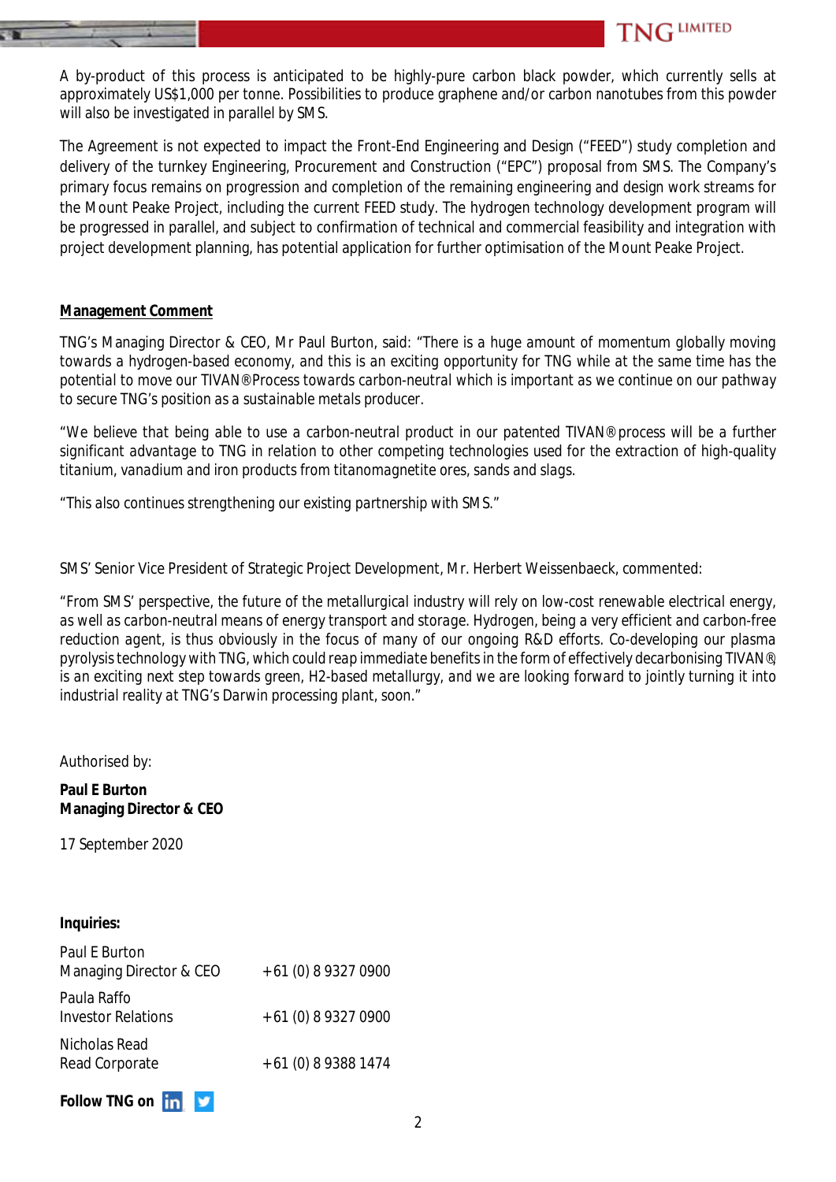A by-product of this process is anticipated to be highly-pure carbon black powder, which currently sells at approximately US$1,000 per tonne. Possibilities to produce graphene and/or carbon nanotubes from this powder will also be investigated in parallel by SMS.

The Agreement is not expected to impact the Front-End Engineering and Design ("FEED") study completion and delivery of the turnkey Engineering, Procurement and Construction ("EPC") proposal from SMS. The Company's primary focus remains on progression and completion of the remaining engineering and design work streams for the Mount Peake Project, including the current FEED study. The hydrogen technology development program will be progressed in parallel, and subject to confirmation of technical and commercial feasibility and integration with project development planning, has potential application for further optimisation of the Mount Peake Project.

**Management Comment**

TNG's Managing Director & CEO, Mr Paul Burton, said: "There is a huge amount of momentum globally moving towards a hydrogen-based economy, and this is an exciting opportunity for TNG while at the same time has the potential to move our TIVAN® Process towards carbon-neutral which is important as we continue on our pathway to secure TNG's position as a sustainable metals producer.

"We believe that being able to use a carbon-neutral product in our patented TIVAN® process will be a further significant advantage to TNG in relation to other competing technologies used for the extraction of high-quality titanium, vanadium and iron products from titanomagnetite ores, sands and slags.

"This also continues strengthening our existing partnership with SMS."

SMS' Senior Vice President of Strategic Project Development, Mr. Herbert Weissenbaeck, commented:

"From SMS' perspective, the future of the metallurgical industry will rely on low-cost renewable electrical energy, as well as carbon-neutral means of energy transport and storage. Hydrogen, being a very efficient and carbon-free reduction agent, is thus obviously in the focus of many of our ongoing R&D efforts. Co-developing our plasma pyrolysis technology with TNG, which could reap immediate benefits in the form of effectively decarbonising TIVAN®, is an exciting next step towards green, H2-based metallurgy, and we are looking forward to jointly turning it into industrial reality at TNG's Darwin processing plant, soon."

Authorised by:

**Paul E Burton**
**Managing Director & CEO**

17 September 2020

**Inquiries:**

| | |
|---|---|
| Paul E Burton<br>Managing Director & CEO | +61 (0) 8 9327 0900 |
| Paula Raffo<br>Investor Relations | +61 (0) 8 9327 0900 |
| Nicholas Read<br>Read Corporate | +61 (0) 8 9388 1474 |

**Follow TNG on**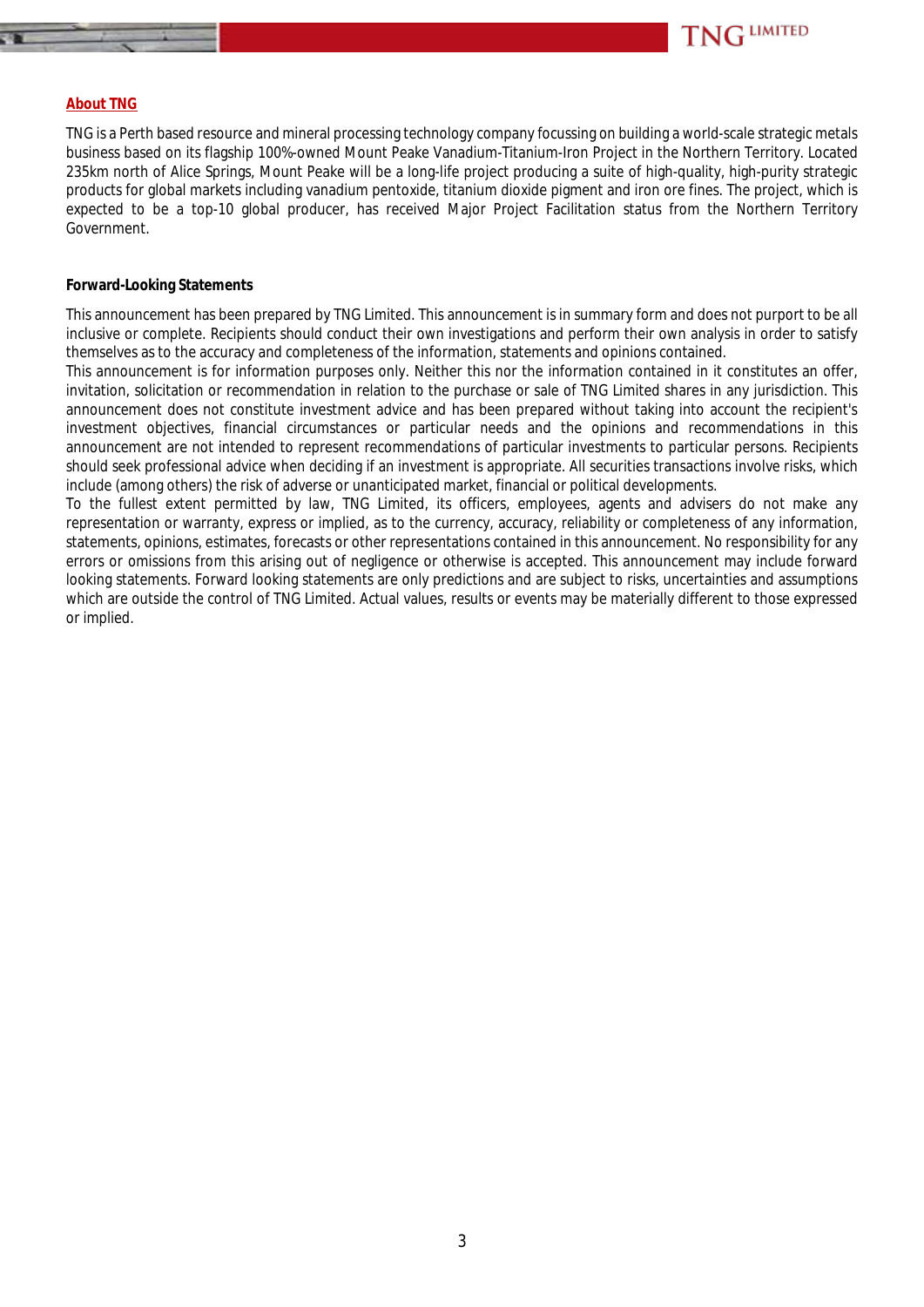## About TNG

TNG is a Perth based resource and mineral processing technology company focussing on building a world-scale strategic metals business based on its flagship 100%-owned Mount Peake Vanadium-Titanium-Iron Project in the Northern Territory. Located 235km north of Alice Springs, Mount Peake will be a long-life project producing a suite of high-quality, high-purity strategic products for global markets including vanadium pentoxide, titanium dioxide pigment and iron ore fines. The project, which is expected to be a top-10 global producer, has received Major Project Facilitation status from the Northern Territory Government.

**Forward-Looking Statements**

This announcement has been prepared by TNG Limited. This announcement is in summary form and does not purport to be all inclusive or complete. Recipients should conduct their own investigations and perform their own analysis in order to satisfy themselves as to the accuracy and completeness of the information, statements and opinions contained.

This announcement is for information purposes only. Neither this nor the information contained in it constitutes an offer, invitation, solicitation or recommendation in relation to the purchase or sale of TNG Limited shares in any jurisdiction. This announcement does not constitute investment advice and has been prepared without taking into account the recipient's investment objectives, financial circumstances or particular needs and the opinions and recommendations in this announcement are not intended to represent recommendations of particular investments to particular persons. Recipients should seek professional advice when deciding if an investment is appropriate. All securities transactions involve risks, which include (among others) the risk of adverse or unanticipated market, financial or political developments.

To the fullest extent permitted by law, TNG Limited, its officers, employees, agents and advisers do not make any representation or warranty, express or implied, as to the currency, accuracy, reliability or completeness of any information, statements, opinions, estimates, forecasts or other representations contained in this announcement. No responsibility for any errors or omissions from this arising out of negligence or otherwise is accepted. This announcement may include forward looking statements. Forward looking statements are only predictions and are subject to risks, uncertainties and assumptions which are outside the control of TNG Limited. Actual values, results or events may be materially different to those expressed or implied.